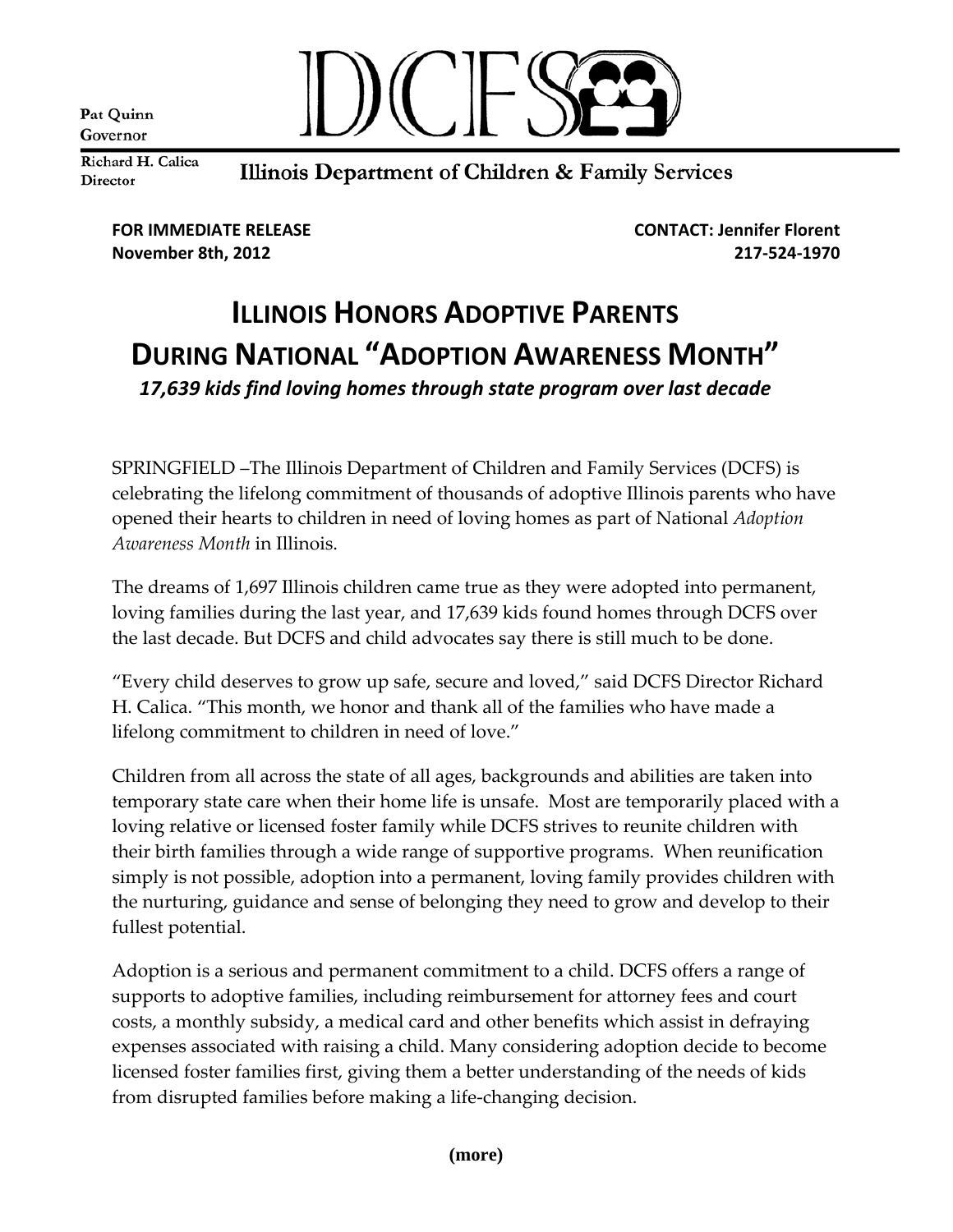Pat Quinn
Governor

Richard H. Calica
Director

DCFS

Illinois Department of Children & Family Services

**FOR IMMEDIATE RELEASE**
**November 8th, 2012**

**CONTACT: Jennifer Florent**
**217-524-1970**

# ILLINOIS HONORS ADOPTIVE PARENTS DURING NATIONAL "ADOPTION AWARENESS MONTH"

***17,639 kids find loving homes through state program over last decade***

SPRINGFIELD –The Illinois Department of Children and Family Services (DCFS) is celebrating the lifelong commitment of thousands of adoptive Illinois parents who have opened their hearts to children in need of loving homes as part of National *Adoption Awareness Month* in Illinois.

The dreams of 1,697 Illinois children came true as they were adopted into permanent, loving families during the last year, and 17,639 kids found homes through DCFS over the last decade. But DCFS and child advocates say there is still much to be done.

"Every child deserves to grow up safe, secure and loved," said DCFS Director Richard H. Calica. "This month, we honor and thank all of the families who have made a lifelong commitment to children in need of love."

Children from all across the state of all ages, backgrounds and abilities are taken into temporary state care when their home life is unsafe. Most are temporarily placed with a loving relative or licensed foster family while DCFS strives to reunite children with their birth families through a wide range of supportive programs. When reunification simply is not possible, adoption into a permanent, loving family provides children with the nurturing, guidance and sense of belonging they need to grow and develop to their fullest potential.

Adoption is a serious and permanent commitment to a child. DCFS offers a range of supports to adoptive families, including reimbursement for attorney fees and court costs, a monthly subsidy, a medical card and other benefits which assist in defraying expenses associated with raising a child. Many considering adoption decide to become licensed foster families first, giving them a better understanding of the needs of kids from disrupted families before making a life-changing decision.

**(more)**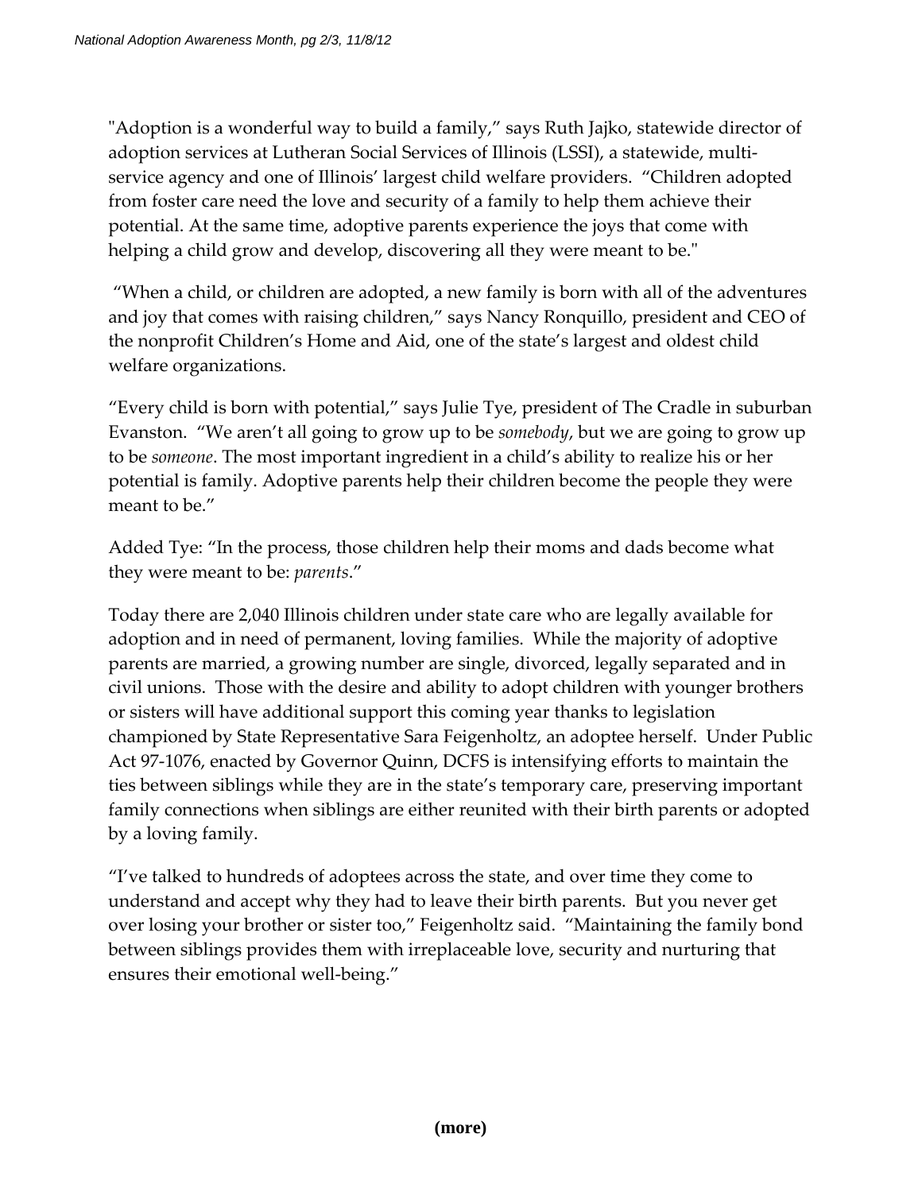"Adoption is a wonderful way to build a family," says Ruth Jajko, statewide director of adoption services at Lutheran Social Services of Illinois (LSSI), a statewide, multi-service agency and one of Illinois' largest child welfare providers. "Children adopted from foster care need the love and security of a family to help them achieve their potential. At the same time, adoptive parents experience the joys that come with helping a child grow and develop, discovering all they were meant to be."

"When a child, or children are adopted, a new family is born with all of the adventures and joy that comes with raising children," says Nancy Ronquillo, president and CEO of the nonprofit Children's Home and Aid, one of the state's largest and oldest child welfare organizations.

"Every child is born with potential," says Julie Tye, president of The Cradle in suburban Evanston. "We aren't all going to grow up to be *somebody*, but we are going to grow up to be *someone*. The most important ingredient in a child's ability to realize his or her potential is family. Adoptive parents help their children become the people they were meant to be."

Added Tye: "In the process, those children help their moms and dads become what they were meant to be: *parents*."

Today there are 2,040 Illinois children under state care who are legally available for adoption and in need of permanent, loving families. While the majority of adoptive parents are married, a growing number are single, divorced, legally separated and in civil unions. Those with the desire and ability to adopt children with younger brothers or sisters will have additional support this coming year thanks to legislation championed by State Representative Sara Feigenholtz, an adoptee herself. Under Public Act 97-1076, enacted by Governor Quinn, DCFS is intensifying efforts to maintain the ties between siblings while they are in the state's temporary care, preserving important family connections when siblings are either reunited with their birth parents or adopted by a loving family.

"I've talked to hundreds of adoptees across the state, and over time they come to understand and accept why they had to leave their birth parents. But you never get over losing your brother or sister too," Feigenholtz said. "Maintaining the family bond between siblings provides them with irreplaceable love, security and nurturing that ensures their emotional well-being."

**(more)**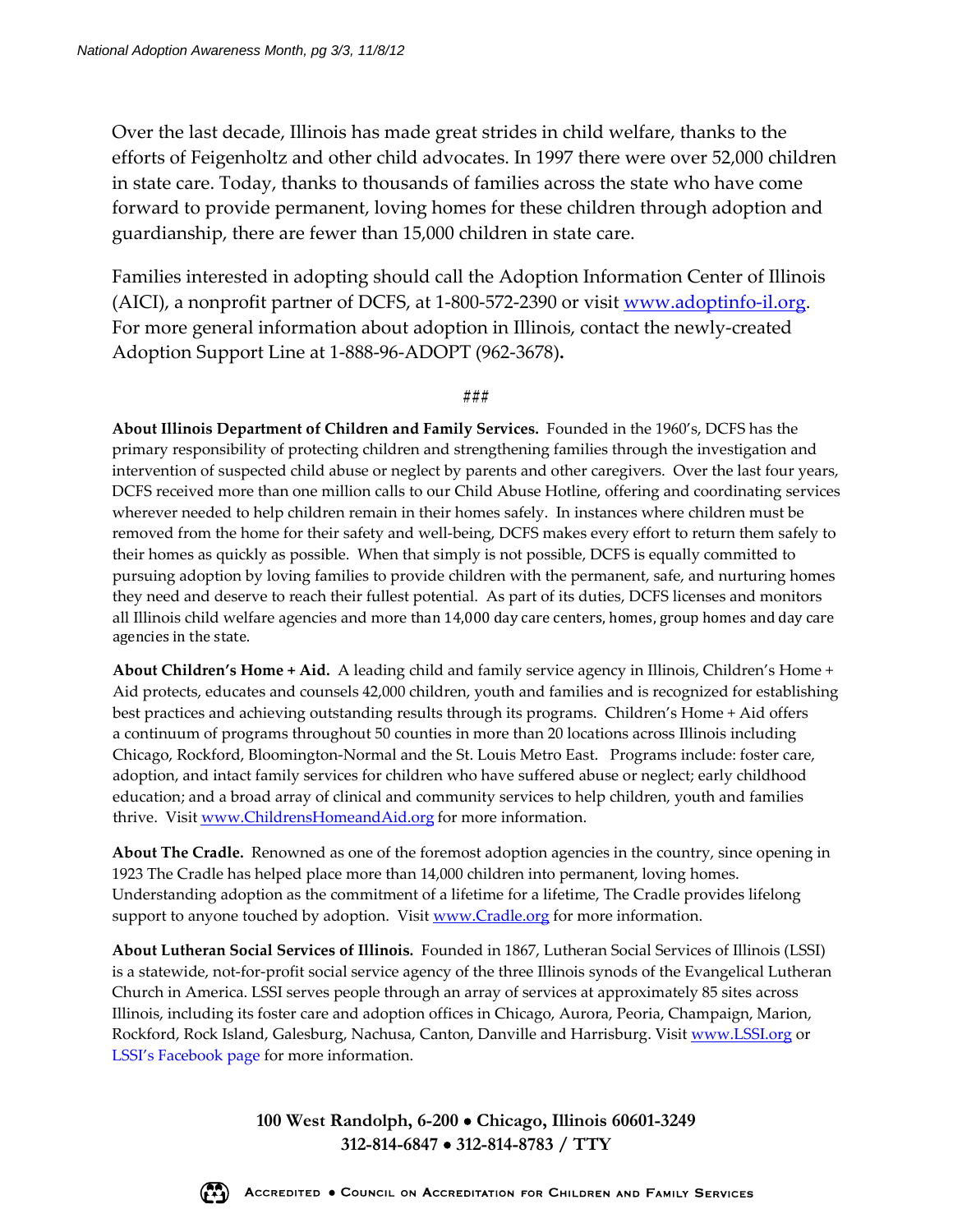Over the last decade, Illinois has made great strides in child welfare, thanks to the efforts of Feigenholtz and other child advocates. In 1997 there were over 52,000 children in state care. Today, thanks to thousands of families across the state who have come forward to provide permanent, loving homes for these children through adoption and guardianship, there are fewer than 15,000 children in state care.

Families interested in adopting should call the Adoption Information Center of Illinois (AICI), a nonprofit partner of DCFS, at 1-800-572-2390 or visit [www.adoptinfo-il.org](http://www.adoptinfo-il.org). For more general information about adoption in Illinois, contact the newly-created Adoption Support Line at 1-888-96-ADOPT (962-3678)**.**

###

**About Illinois Department of Children and Family Services.** Founded in the 1960's, DCFS has the primary responsibility of protecting children and strengthening families through the investigation and intervention of suspected child abuse or neglect by parents and other caregivers. Over the last four years, DCFS received more than one million calls to our Child Abuse Hotline, offering and coordinating services wherever needed to help children remain in their homes safely. In instances where children must be removed from the home for their safety and well-being, DCFS makes every effort to return them safely to their homes as quickly as possible. When that simply is not possible, DCFS is equally committed to pursuing adoption by loving families to provide children with the permanent, safe, and nurturing homes they need and deserve to reach their fullest potential. As part of its duties, DCFS licenses and monitors all Illinois child welfare agencies and more than 14,000 day care centers, homes, group homes and day care agencies in the state.

**About Children's Home + Aid.** A leading child and family service agency in Illinois, Children's Home + Aid protects, educates and counsels 42,000 children, youth and families and is recognized for establishing best practices and achieving outstanding results through its programs. Children's Home + Aid offers a continuum of programs throughout 50 counties in more than 20 locations across Illinois including Chicago, Rockford, Bloomington-Normal and the St. Louis Metro East. Programs include: foster care, adoption, and intact family services for children who have suffered abuse or neglect; early childhood education; and a broad array of clinical and community services to help children, youth and families thrive. Visit [www.ChildrensHomeandAid.org](http://www.ChildrensHomeandAid.org) for more information.

**About The Cradle.** Renowned as one of the foremost adoption agencies in the country, since opening in 1923 The Cradle has helped place more than 14,000 children into permanent, loving homes. Understanding adoption as the commitment of a lifetime for a lifetime, The Cradle provides lifelong support to anyone touched by adoption. Visit [www.Cradle.org](http://www.Cradle.org) for more information.

**About Lutheran Social Services of Illinois.** Founded in 1867, Lutheran Social Services of Illinois (LSSI) is a statewide, not-for-profit social service agency of the three Illinois synods of the Evangelical Lutheran Church in America. LSSI serves people through an array of services at approximately 85 sites across Illinois, including its foster care and adoption offices in Chicago, Aurora, Peoria, Champaign, Marion, Rockford, Rock Island, Galesburg, Nachusa, Canton, Danville and Harrisburg. Visit [www.LSSI.org](http://www.LSSI.org) or LSSI's Facebook page for more information.

**100 West Randolph, 6-200 • Chicago, Illinois 60601-3249**
**312-814-6847 • 312-814-8783 / TTY**

ACCREDITED • COUNCIL ON ACCREDITATION FOR CHILDREN AND FAMILY SERVICES